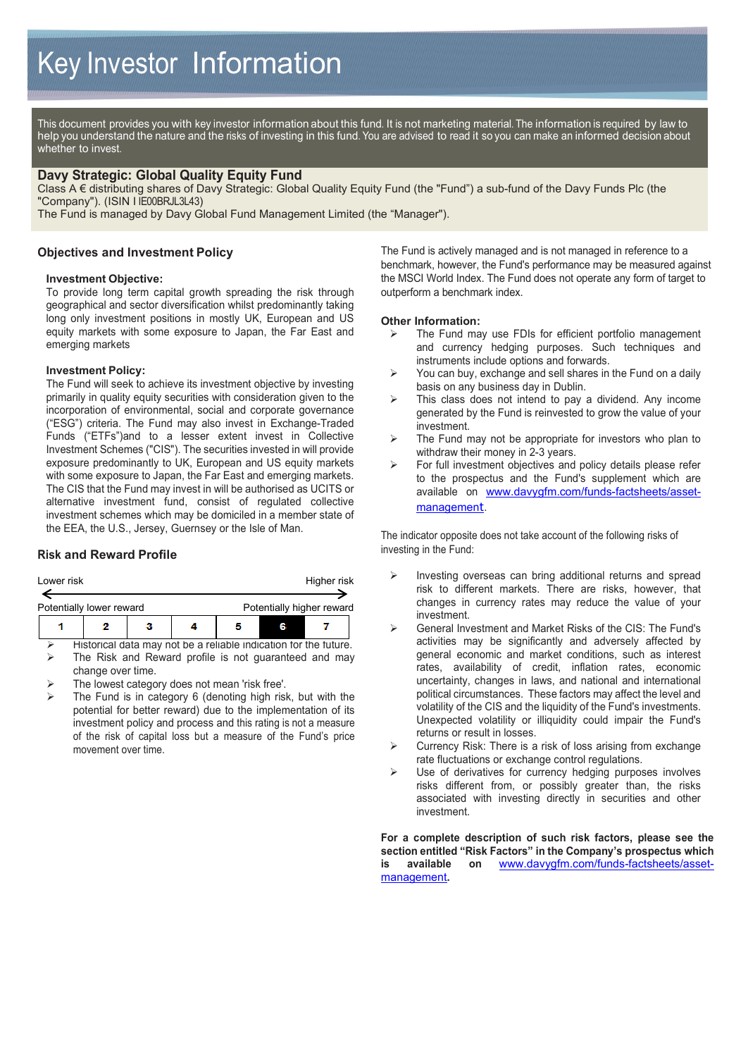# Key Investor Information

This document provides you with key investor information about this fund. It is not marketing material. The information is required by law to help you understand the nature and the risks of investing in this fund. You are advised to read it so you can make an informed decision about whether to invest.

## Davy Strategic: Global Quality Equity Fund

Class A € distributing shares of Davy Strategic: Global Quality Equity Fund (the "Fund") a sub-fund of the Davy Funds Plc (the "Company"). (ISIN I IE00BRJL3L43)
The Fund is managed by Davy Global Fund Management Limited (the "Manager").

## Objectives and Investment Policy

**Investment Objective:**
To provide long term capital growth spreading the risk through geographical and sector diversification whilst predominantly taking long only investment positions in mostly UK, European and US equity markets with some exposure to Japan, the Far East and emerging markets

**Investment Policy:**
The Fund will seek to achieve its investment objective by investing primarily in quality equity securities with consideration given to the incorporation of environmental, social and corporate governance ("ESG") criteria. The Fund may also invest in Exchange-Traded Funds ("ETFs")and to a lesser extent invest in Collective Investment Schemes ("CIS"). The securities invested in will provide exposure predominantly to UK, European and US equity markets with some exposure to Japan, the Far East and emerging markets. The CIS that the Fund may invest in will be authorised as UCITS or alternative investment fund, consist of regulated collective investment schemes which may be domiciled in a member state of the EEA, the U.S., Jersey, Guernsey or the Isle of Man.

The Fund is actively managed and is not managed in reference to a benchmark, however, the Fund's performance may be measured against the MSCI World Index. The Fund does not operate any form of target to outperform a benchmark index.

**Other Information:**

- The Fund may use FDIs for efficient portfolio management and currency hedging purposes. Such techniques and instruments include options and forwards.
- You can buy, exchange and sell shares in the Fund on a daily basis on any business day in Dublin.
- This class does not intend to pay a dividend. Any income generated by the Fund is reinvested to grow the value of your investment.
- The Fund may not be appropriate for investors who plan to withdraw their money in 2-3 years.
- For full investment objectives and policy details please refer to the prospectus and the Fund's supplement which are available on www.davygfm.com/funds-factsheets/asset-management.

## Risk and Reward Profile

Lower risk ← → Higher risk

Potentially lower reward — Potentially higher reward

| 1 | 2 | 3 | 4 | 5 | **6** | 7 |
|---|---|---|---|---|---|---|

- Historical data may not be a reliable indication for the future.
- The Risk and Reward profile is not guaranteed and may change over time.
- The lowest category does not mean 'risk free'.
- The Fund is in category 6 (denoting high risk, but with the potential for better reward) due to the implementation of its investment policy and process and this rating is not a measure of the risk of capital loss but a measure of the Fund's price movement over time.

The indicator opposite does not take account of the following risks of investing in the Fund:

- Investing overseas can bring additional returns and spread risk to different markets. There are risks, however, that changes in currency rates may reduce the value of your investment.
- General Investment and Market Risks of the CIS: The Fund's activities may be significantly and adversely affected by general economic and market conditions, such as interest rates, availability of credit, inflation rates, economic uncertainty, changes in laws, and national and international political circumstances. These factors may affect the level and volatility of the CIS and the liquidity of the Fund's investments. Unexpected volatility or illiquidity could impair the Fund's returns or result in losses.
- Currency Risk: There is a risk of loss arising from exchange rate fluctuations or exchange control regulations.
- Use of derivatives for currency hedging purposes involves risks different from, or possibly greater than, the risks associated with investing directly in securities and other investment.

**For a complete description of such risk factors, please see the section entitled "Risk Factors" in the Company's prospectus which is available on www.davygfm.com/funds-factsheets/asset-management.**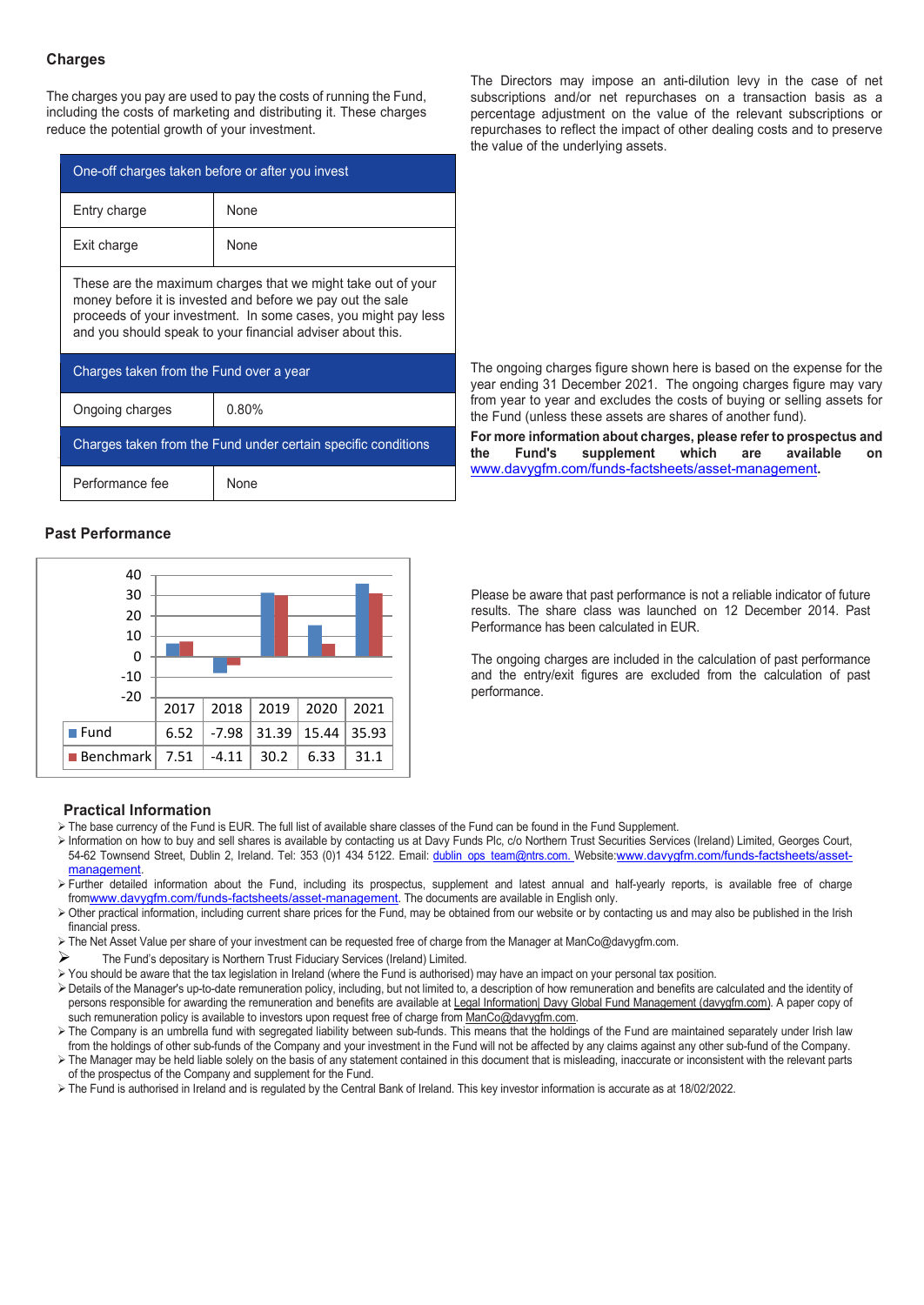## Charges

The charges you pay are used to pay the costs of running the Fund, including the costs of marketing and distributing it. These charges reduce the potential growth of your investment.

| One-off charges taken before or after you invest | |
|---|---|
| Entry charge | None |
| Exit charge | None |
| These are the maximum charges that we might take out of your money before it is invested and before we pay out the sale proceeds of your investment. In some cases, you might pay less and you should speak to your financial adviser about this. | |
| **Charges taken from the Fund over a year** | |
| Ongoing charges | 0.80% |
| **Charges taken from the Fund under certain specific conditions** | |
| Performance fee | None |

The Directors may impose an anti-dilution levy in the case of net subscriptions and/or net repurchases on a transaction basis as a percentage adjustment on the value of the relevant subscriptions or repurchases to reflect the impact of other dealing costs and to preserve the value of the underlying assets.

The ongoing charges figure shown here is based on the expense for the year ending 31 December 2021. The ongoing charges figure may vary from year to year and excludes the costs of buying or selling assets for the Fund (unless these assets are shares of another fund).

**For more information about charges, please refer to prospectus and the Fund's supplement which are available on [www.davygfm.com/funds-factsheets/asset-management](www.davygfm.com/funds-factsheets/asset-management).**

## Past Performance

40
30
20
10
0
-10
-20

2017 2018 2019 2020 2021

Fund 6.52 -7.98 31.39 15.44 35.93

Benchmark 7.51 -4.11 30.2 6.33 31.1

Please be aware that past performance is not a reliable indicator of future results. The share class was launched on 12 December 2014. Past Performance has been calculated in EUR.

The ongoing charges are included in the calculation of past performance and the entry/exit figures are excluded from the calculation of past performance.

## Practical Information

- The base currency of the Fund is EUR. The full list of available share classes of the Fund can be found in the Fund Supplement.
- Information on how to buy and sell shares is available by contacting us at Davy Funds Plc, c/o Northern Trust Securities Services (Ireland) Limited, Georges Court, 54-62 Townsend Street, Dublin 2, Ireland. Tel: 353 (0)1 434 5122. Email: dublin_ops_team@ntrs.com. Website: [www.davygfm.com/funds-factsheets/asset-management](www.davygfm.com/funds-factsheets/asset-management).
- Further detailed information about the Fund, including its prospectus, supplement and latest annual and half-yearly reports, is available free of charge from [www.davygfm.com/funds-factsheets/asset-management](www.davygfm.com/funds-factsheets/asset-management). The documents are available in English only.
- Other practical information, including current share prices for the Fund, may be obtained from our website or by contacting us and may also be published in the Irish financial press.
- The Net Asset Value per share of your investment can be requested free of charge from the Manager at ManCo@davygfm.com.
- The Fund's depositary is Northern Trust Fiduciary Services (Ireland) Limited.
- You should be aware that the tax legislation in Ireland (where the Fund is authorised) may have an impact on your personal tax position.
- Details of the Manager's up-to-date remuneration policy, including, but not limited to, a description of how remuneration and benefits are calculated and the identity of persons responsible for awarding the remuneration and benefits are available at Legal Information| Davy Global Fund Management (davygfm.com). A paper copy of such remuneration policy is available to investors upon request free of charge from ManCo@davygfm.com.
- The Company is an umbrella fund with segregated liability between sub-funds. This means that the holdings of the Fund are maintained separately under Irish law from the holdings of other sub-funds of the Company and your investment in the Fund will not be affected by any claims against any other sub-fund of the Company.
- The Manager may be held liable solely on the basis of any statement contained in this document that is misleading, inaccurate or inconsistent with the relevant parts of the prospectus of the Company and supplement for the Fund.
- The Fund is authorised in Ireland and is regulated by the Central Bank of Ireland. This key investor information is accurate as at 18/02/2022.